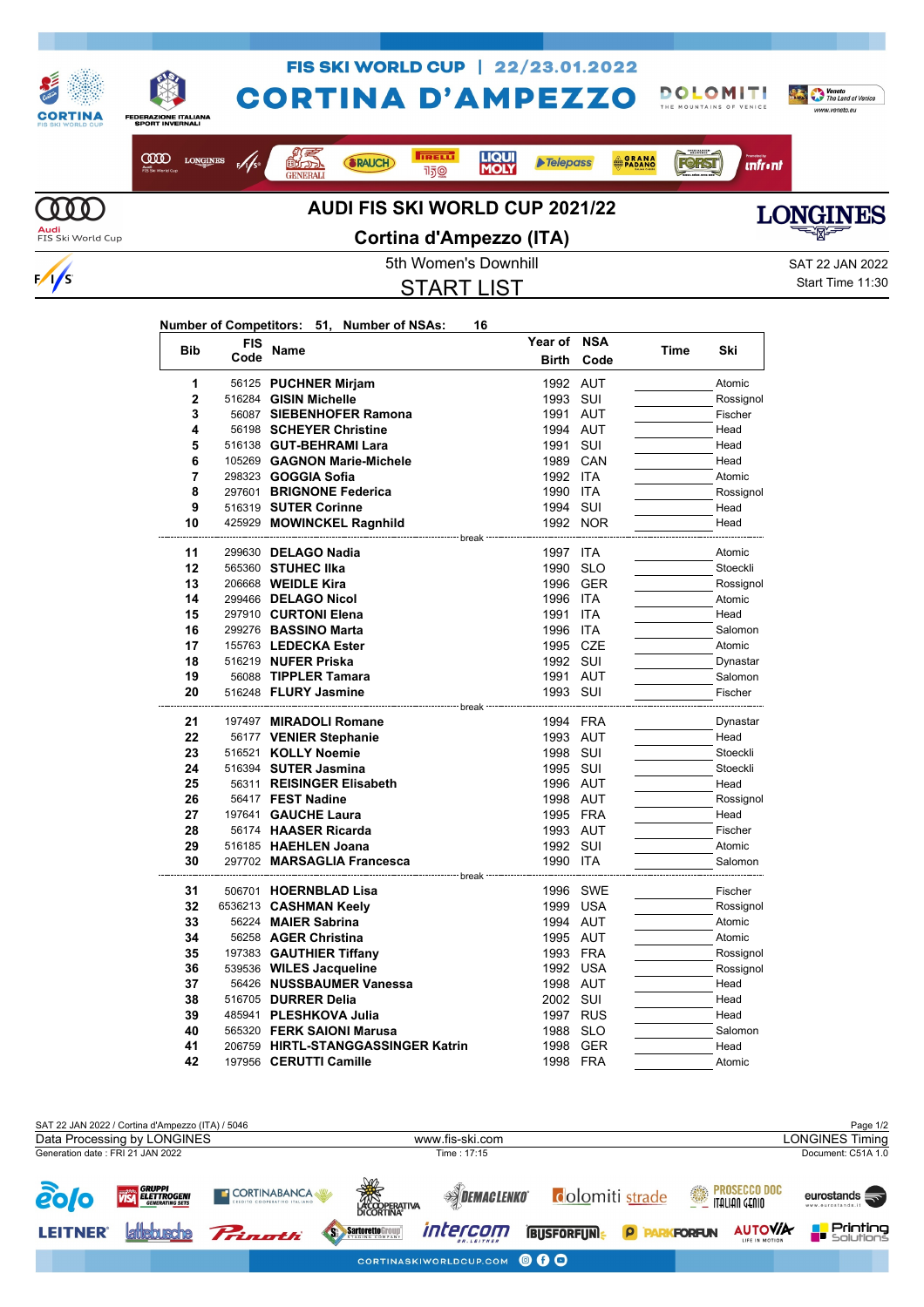# AUDI FIS SKI WORLD CUP 2021/22

## Cortina d'Ampezzo (ITA)

5th Women's Downhill

SAT 22 JAN 2022

Start Time 11:30

## START LIST

**Number of Competitors: 51, Number of NSAs: 16**

| Bib | FIS Code | Name | Year of Birth | NSA Code | Time | Ski |
|---|---|---|---|---|---|---|
| 1 | 56125 | **PUCHNER Mirjam** | 1992 | AUT | | Atomic |
| 2 | 516284 | **GISIN Michelle** | 1993 | SUI | | Rossignol |
| 3 | 56087 | **SIEBENHOFER Ramona** | 1991 | AUT | | Fischer |
| 4 | 56198 | **SCHEYER Christine** | 1994 | AUT | | Head |
| 5 | 516138 | **GUT-BEHRAMI Lara** | 1991 | SUI | | Head |
| 6 | 105269 | **GAGNON Marie-Michele** | 1989 | CAN | | Head |
| 7 | 298323 | **GOGGIA Sofia** | 1992 | ITA | | Atomic |
| 8 | 297601 | **BRIGNONE Federica** | 1990 | ITA | | Rossignol |
| 9 | 516319 | **SUTER Corinne** | 1994 | SUI | | Head |
| 10 | 425929 | **MOWINCKEL Ragnhild** | 1992 | NOR | | Head |
| | | break | | | | |
| 11 | 299630 | **DELAGO Nadia** | 1997 | ITA | | Atomic |
| 12 | 565360 | **STUHEC Ilka** | 1990 | SLO | | Stoeckli |
| 13 | 206668 | **WEIDLE Kira** | 1996 | GER | | Rossignol |
| 14 | 299466 | **DELAGO Nicol** | 1996 | ITA | | Atomic |
| 15 | 297910 | **CURTONI Elena** | 1991 | ITA | | Head |
| 16 | 299276 | **BASSINO Marta** | 1996 | ITA | | Salomon |
| 17 | 155763 | **LEDECKA Ester** | 1995 | CZE | | Atomic |
| 18 | 516219 | **NUFER Priska** | 1992 | SUI | | Dynastar |
| 19 | 56088 | **TIPPLER Tamara** | 1991 | AUT | | Salomon |
| 20 | 516248 | **FLURY Jasmine** | 1993 | SUI | | Fischer |
| | | break | | | | |
| 21 | 197497 | **MIRADOLI Romane** | 1994 | FRA | | Dynastar |
| 22 | 56177 | **VENIER Stephanie** | 1993 | AUT | | Head |
| 23 | 516521 | **KOLLY Noemie** | 1998 | SUI | | Stoeckli |
| 24 | 516394 | **SUTER Jasmina** | 1995 | SUI | | Stoeckli |
| 25 | 56311 | **REISINGER Elisabeth** | 1996 | AUT | | Head |
| 26 | 56417 | **FEST Nadine** | 1998 | AUT | | Rossignol |
| 27 | 197641 | **GAUCHE Laura** | 1995 | FRA | | Head |
| 28 | 56174 | **HAASER Ricarda** | 1993 | AUT | | Fischer |
| 29 | 516185 | **HAEHLEN Joana** | 1992 | SUI | | Atomic |
| 30 | 297702 | **MARSAGLIA Francesca** | 1990 | ITA | | Salomon |
| | | break | | | | |
| 31 | 506701 | **HOERNBLAD Lisa** | 1996 | SWE | | Fischer |
| 32 | 6536213 | **CASHMAN Keely** | 1999 | USA | | Rossignol |
| 33 | 56224 | **MAIER Sabrina** | 1994 | AUT | | Atomic |
| 34 | 56258 | **AGER Christina** | 1995 | AUT | | Atomic |
| 35 | 197383 | **GAUTHIER Tiffany** | 1993 | FRA | | Rossignol |
| 36 | 539536 | **WILES Jacqueline** | 1992 | USA | | Rossignol |
| 37 | 56426 | **NUSSBAUMER Vanessa** | 1998 | AUT | | Head |
| 38 | 516705 | **DURRER Delia** | 2002 | SUI | | Head |
| 39 | 485941 | **PLESHKOVA Julia** | 1997 | RUS | | Head |
| 40 | 565320 | **FERK SAIONI Marusa** | 1988 | SLO | | Salomon |
| 41 | 206759 | **HIRTL-STANGGASSINGER Katrin** | 1998 | GER | | Head |
| 42 | 197956 | **CERUTTI Camille** | 1998 | FRA | | Atomic |

SAT 22 JAN 2022 / Cortina d'Ampezzo (ITA) / 5046

Data Processing by LONGINES — www.fis-ski.com — LONGINES Timing

Generation date : FRI 21 JAN 2022 — Time : 17:15 — Document: C51A 1.0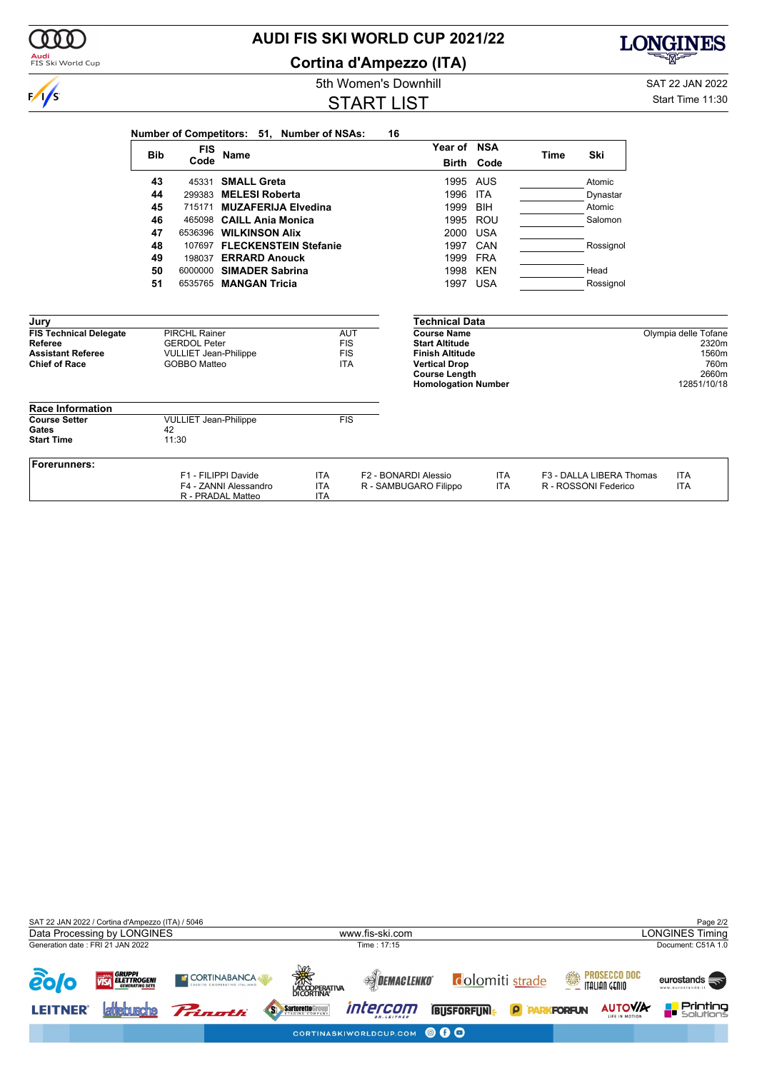# AUDI FIS SKI WORLD CUP 2021/22

## Cortina d'Ampezzo (ITA)

5th Women's Downhill

SAT 22 JAN 2022

## START LIST

Start Time 11:30

**Number of Competitors: 51, Number of NSAs: 16**

| Bib | FIS Code | Name | Year of Birth | NSA Code | Time | Ski |
|---|---|---|---|---|---|---|
| 43 | 45331 | **SMALL Greta** | 1995 | AUS | | Atomic |
| 44 | 299383 | **MELESI Roberta** | 1996 | ITA | | Dynastar |
| 45 | 715171 | **MUZAFERIJA Elvedina** | 1999 | BIH | | Atomic |
| 46 | 465098 | **CAILL Ania Monica** | 1995 | ROU | | Salomon |
| 47 | 6536396 | **WILKINSON Alix** | 2000 | USA | | |
| 48 | 107697 | **FLECKENSTEIN Stefanie** | 1997 | CAN | | Rossignol |
| 49 | 198037 | **ERRARD Anouck** | 1999 | FRA | | |
| 50 | 6000000 | **SIMADER Sabrina** | 1998 | KEN | | Head |
| 51 | 6535765 | **MANGAN Tricia** | 1997 | USA | | Rossignol |

### Jury

| | | |
|---|---|---|
| **FIS Technical Delegate** | PIRCHL Rainer | AUT |
| **Referee** | GERDOL Peter | FIS |
| **Assistant Referee** | VULLIET Jean-Philippe | FIS |
| **Chief of Race** | GOBBO Matteo | ITA |

### Technical Data

| | |
|---|---|
| **Course Name** | Olympia delle Tofane |
| **Start Altitude** | 2320m |
| **Finish Altitude** | 1560m |
| **Vertical Drop** | 760m |
| **Course Length** | 2660m |
| **Homologation Number** | 12851/10/18 |

### Race Information

| | | |
|---|---|---|
| **Course Setter** | VULLIET Jean-Philippe | FIS |
| **Gates** | 42 | |
| **Start Time** | 11:30 | |

### Forerunners:

| | | | | | |
|---|---|---|---|---|---|
| F1 - FILIPPI Davide | ITA | F2 - BONARDI Alessio | ITA | F3 - DALLA LIBERA Thomas | ITA |
| F4 - ZANNI Alessandro | ITA | R - SAMBUGARO Filippo | ITA | R - ROSSONI Federico | ITA |
| R - PRADAL Matteo | ITA | | | | |

SAT 22 JAN 2022 / Cortina d'Ampezzo (ITA) / 5046

Data Processing by LONGINES — www.fis-ski.com — LONGINES Timing

Generation date : FRI 21 JAN 2022 — Time : 17:15 — Document: C51A 1.0

CORTINASKIWORLDCUP.COM